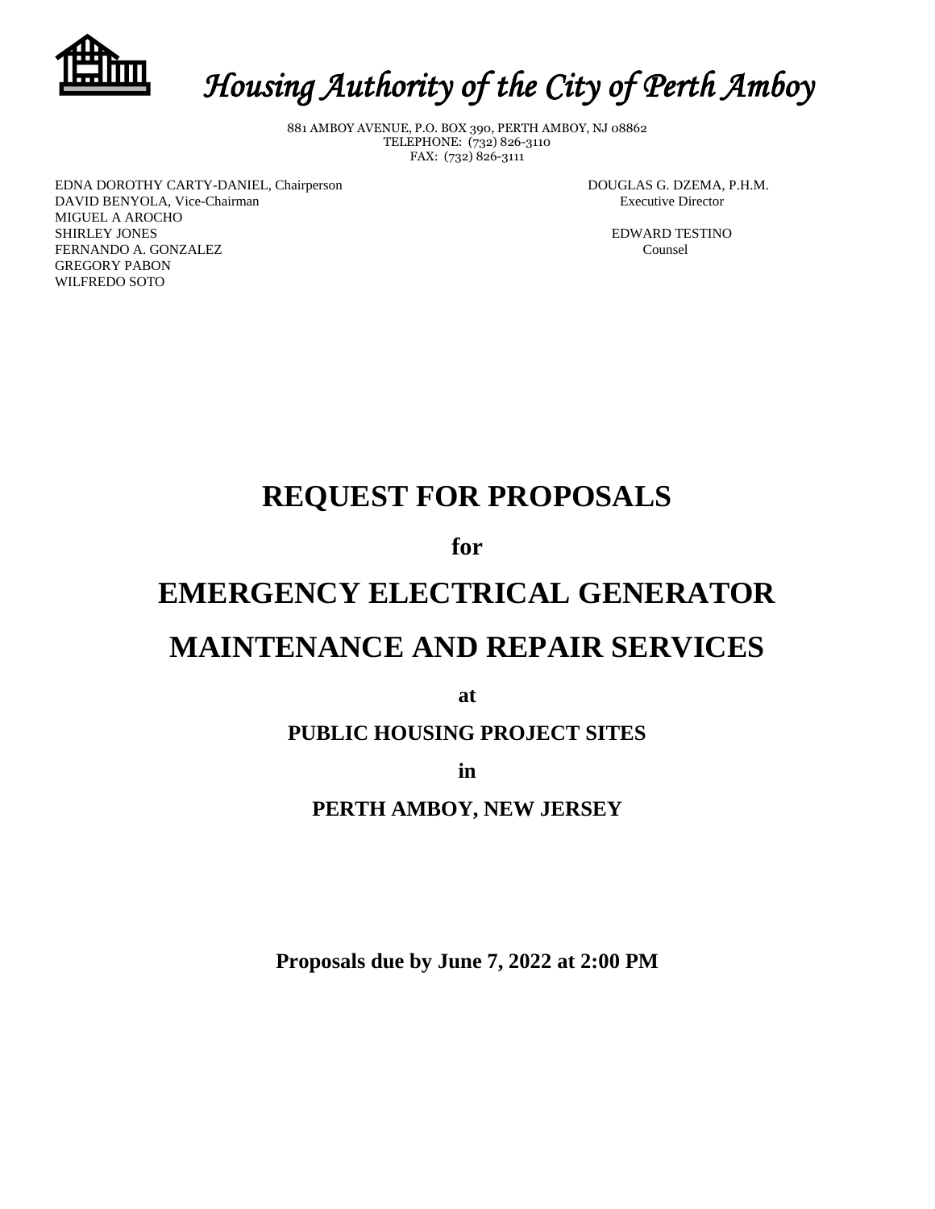# *Housing Authority of the City of Perth Amboy*

881 AMBOY AVENUE, P.O. BOX 390, PERTH AMBOY, NJ 08862
TELEPHONE: (732) 826-3110
FAX: (732) 826-3111

EDNA DOROTHY CARTY-DANIEL, Chairperson
DAVID BENYOLA, Vice-Chairman
MIGUEL A AROCHO
SHIRLEY JONES
FERNANDO A. GONZALEZ
GREGORY PABON
WILFREDO SOTO

DOUGLAS G. DZEMA, P.H.M.
Executive Director

EDWARD TESTINO
Counsel

# REQUEST FOR PROPOSALS

**for**

# EMERGENCY ELECTRICAL GENERATOR

# MAINTENANCE AND REPAIR SERVICES

**at**

**PUBLIC HOUSING PROJECT SITES**

**in**

**PERTH AMBOY, NEW JERSEY**

**Proposals due by June 7, 2022 at 2:00 PM**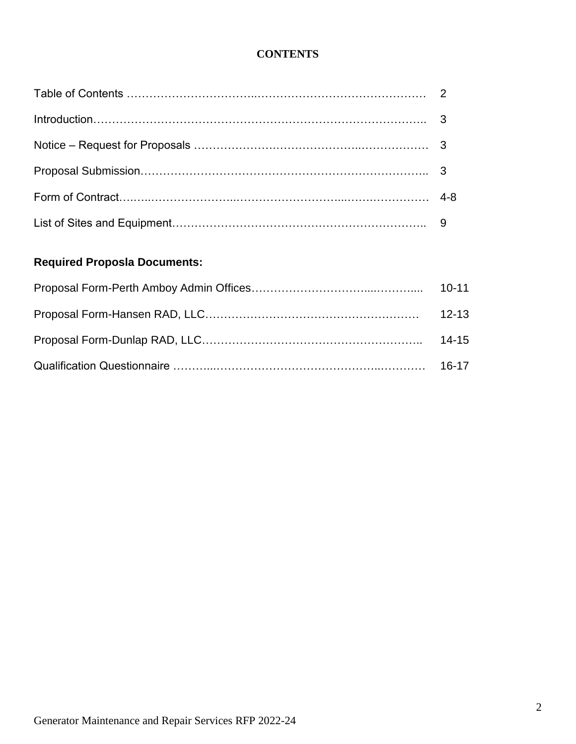# CONTENTS

| | |
|---|---|
| Table of Contents | 2 |
| Introduction | 3 |
| Notice – Request for Proposals | 3 |
| Proposal Submission | 3 |
| Form of Contract | 4-8 |
| List of Sites and Equipment | 9 |

**Required Proposla Documents:**

| | |
|---|---|
| Proposal Form-Perth Amboy Admin Offices | 10-11 |
| Proposal Form-Hansen RAD, LLC | 12-13 |
| Proposal Form-Dunlap RAD, LLC | 14-15 |
| Qualification Questionnaire | 16-17 |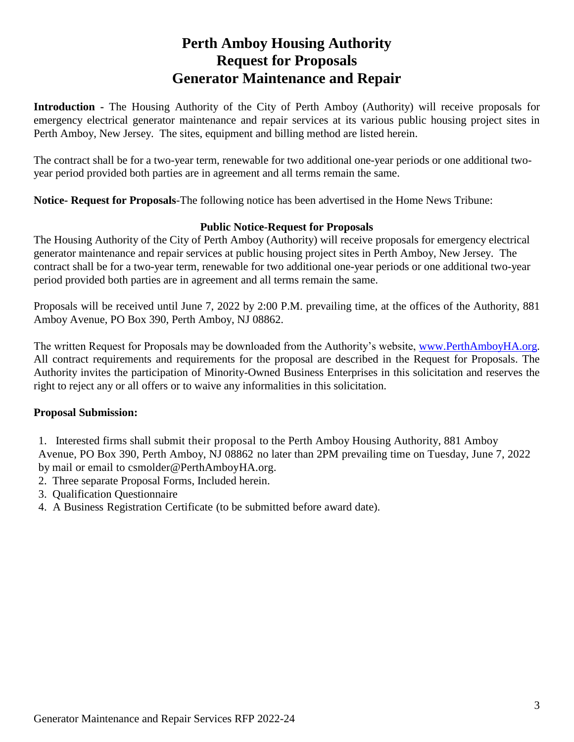# Perth Amboy Housing Authority
# Request for Proposals
# Generator Maintenance and Repair

**Introduction** - The Housing Authority of the City of Perth Amboy (Authority) will receive proposals for emergency electrical generator maintenance and repair services at its various public housing project sites in Perth Amboy, New Jersey. The sites, equipment and billing method are listed herein.

The contract shall be for a two-year term, renewable for two additional one-year periods or one additional two-year period provided both parties are in agreement and all terms remain the same.

**Notice- Request for Proposals**-The following notice has been advertised in the Home News Tribune:

**Public Notice-Request for Proposals**

The Housing Authority of the City of Perth Amboy (Authority) will receive proposals for emergency electrical generator maintenance and repair services at public housing project sites in Perth Amboy, New Jersey. The contract shall be for a two-year term, renewable for two additional one-year periods or one additional two-year period provided both parties are in agreement and all terms remain the same.

Proposals will be received until June 7, 2022 by 2:00 P.M. prevailing time, at the offices of the Authority, 881 Amboy Avenue, PO Box 390, Perth Amboy, NJ 08862.

The written Request for Proposals may be downloaded from the Authority's website, www.PerthAmboyHA.org. All contract requirements and requirements for the proposal are described in the Request for Proposals. The Authority invites the participation of Minority-Owned Business Enterprises in this solicitation and reserves the right to reject any or all offers or to waive any informalities in this solicitation.

**Proposal Submission:**

1. Interested firms shall submit their proposal to the Perth Amboy Housing Authority, 881 Amboy Avenue, PO Box 390, Perth Amboy, NJ 08862 no later than 2PM prevailing time on Tuesday, June 7, 2022 by mail or email to csmolder@PerthAmboyHA.org.
2. Three separate Proposal Forms, Included herein.
3. Qualification Questionnaire
4. A Business Registration Certificate (to be submitted before award date).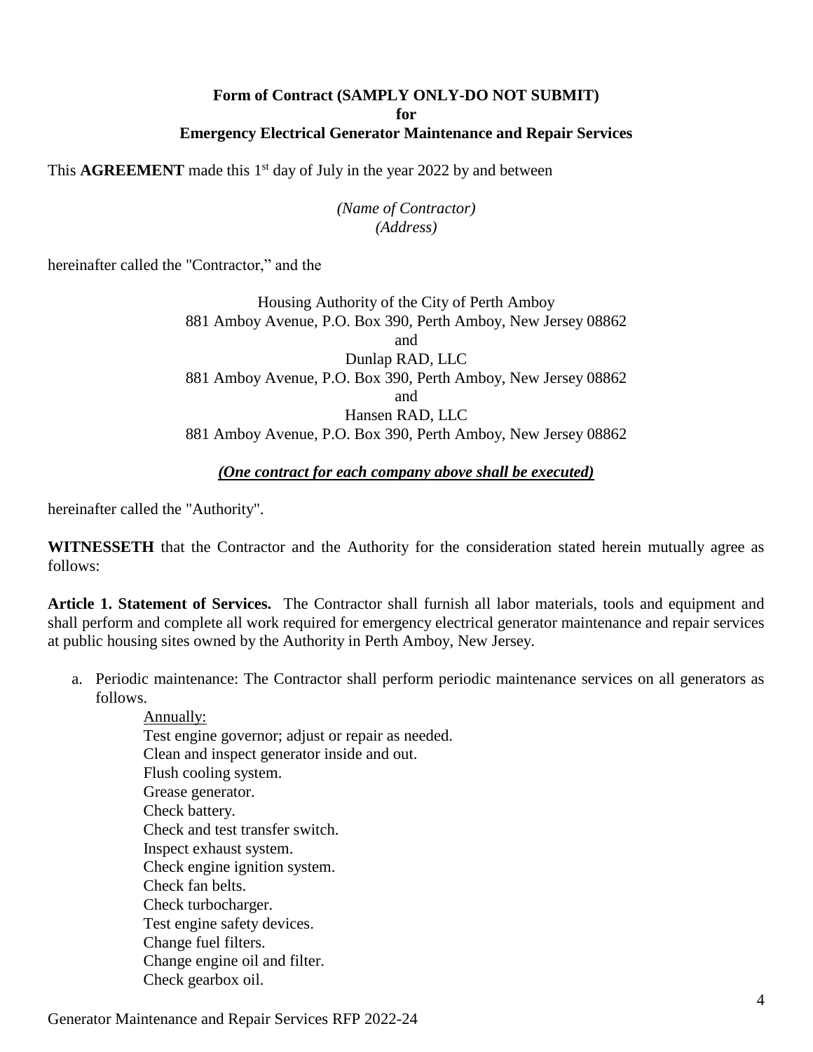**Form of Contract (SAMPLY ONLY-DO NOT SUBMIT)**
**for**
**Emergency Electrical Generator Maintenance and Repair Services**

This **AGREEMENT** made this 1st day of July in the year 2022 by and between

*(Name of Contractor)*
*(Address)*

hereinafter called the "Contractor," and the

Housing Authority of the City of Perth Amboy
881 Amboy Avenue, P.O. Box 390, Perth Amboy, New Jersey 08862
and
Dunlap RAD, LLC
881 Amboy Avenue, P.O. Box 390, Perth Amboy, New Jersey 08862
and
Hansen RAD, LLC
881 Amboy Avenue, P.O. Box 390, Perth Amboy, New Jersey 08862

***(One contract for each company above shall be executed)***

hereinafter called the "Authority".

**WITNESSETH** that the Contractor and the Authority for the consideration stated herein mutually agree as follows:

**Article 1. Statement of Services.** The Contractor shall furnish all labor materials, tools and equipment and shall perform and complete all work required for emergency electrical generator maintenance and repair services at public housing sites owned by the Authority in Perth Amboy, New Jersey.

a. Periodic maintenance: The Contractor shall perform periodic maintenance services on all generators as follows.

   Annually:
   Test engine governor; adjust or repair as needed.
   Clean and inspect generator inside and out.
   Flush cooling system.
   Grease generator.
   Check battery.
   Check and test transfer switch.
   Inspect exhaust system.
   Check engine ignition system.
   Check fan belts.
   Check turbocharger.
   Test engine safety devices.
   Change fuel filters.
   Change engine oil and filter.
   Check gearbox oil.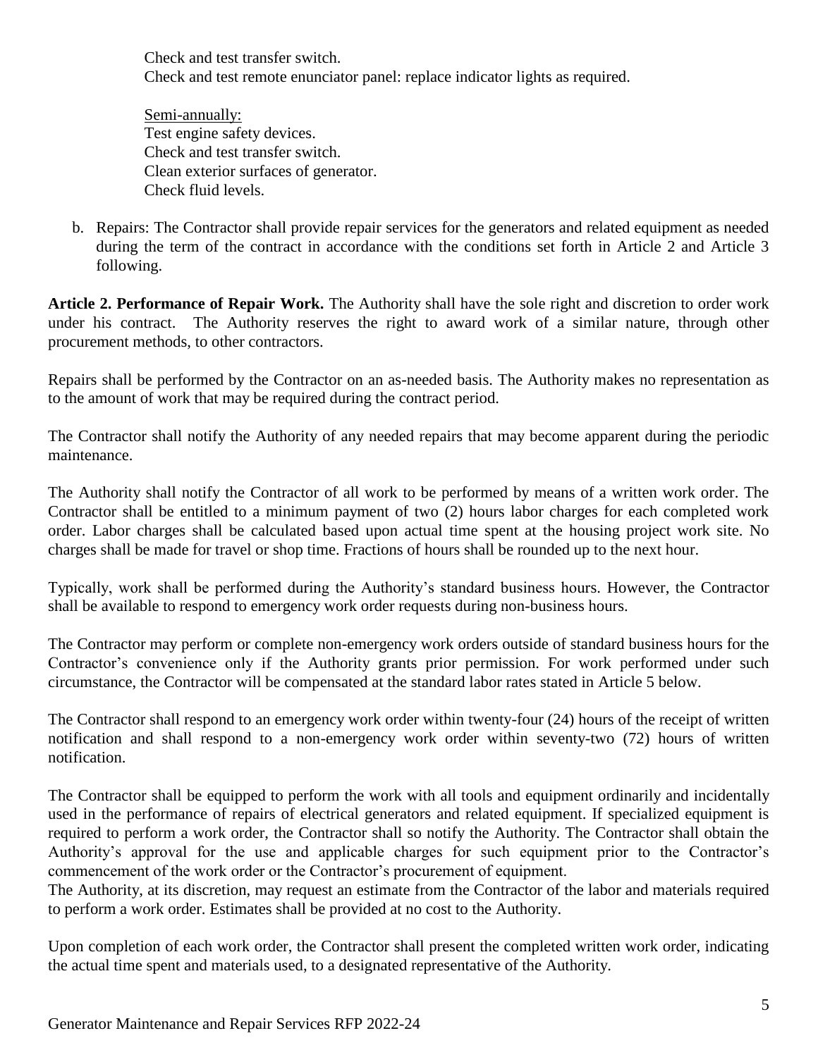Check and test transfer switch.
Check and test remote enunciator panel: replace indicator lights as required.

Semi-annually:
Test engine safety devices.
Check and test transfer switch.
Clean exterior surfaces of generator.
Check fluid levels.

b. Repairs: The Contractor shall provide repair services for the generators and related equipment as needed during the term of the contract in accordance with the conditions set forth in Article 2 and Article 3 following.

**Article 2. Performance of Repair Work.** The Authority shall have the sole right and discretion to order work under his contract. The Authority reserves the right to award work of a similar nature, through other procurement methods, to other contractors.

Repairs shall be performed by the Contractor on an as-needed basis. The Authority makes no representation as to the amount of work that may be required during the contract period.

The Contractor shall notify the Authority of any needed repairs that may become apparent during the periodic maintenance.

The Authority shall notify the Contractor of all work to be performed by means of a written work order. The Contractor shall be entitled to a minimum payment of two (2) hours labor charges for each completed work order. Labor charges shall be calculated based upon actual time spent at the housing project work site. No charges shall be made for travel or shop time. Fractions of hours shall be rounded up to the next hour.

Typically, work shall be performed during the Authority's standard business hours. However, the Contractor shall be available to respond to emergency work order requests during non-business hours.

The Contractor may perform or complete non-emergency work orders outside of standard business hours for the Contractor's convenience only if the Authority grants prior permission. For work performed under such circumstance, the Contractor will be compensated at the standard labor rates stated in Article 5 below.

The Contractor shall respond to an emergency work order within twenty-four (24) hours of the receipt of written notification and shall respond to a non-emergency work order within seventy-two (72) hours of written notification.

The Contractor shall be equipped to perform the work with all tools and equipment ordinarily and incidentally used in the performance of repairs of electrical generators and related equipment. If specialized equipment is required to perform a work order, the Contractor shall so notify the Authority. The Contractor shall obtain the Authority's approval for the use and applicable charges for such equipment prior to the Contractor's commencement of the work order or the Contractor's procurement of equipment.
The Authority, at its discretion, may request an estimate from the Contractor of the labor and materials required to perform a work order. Estimates shall be provided at no cost to the Authority.

Upon completion of each work order, the Contractor shall present the completed written work order, indicating the actual time spent and materials used, to a designated representative of the Authority.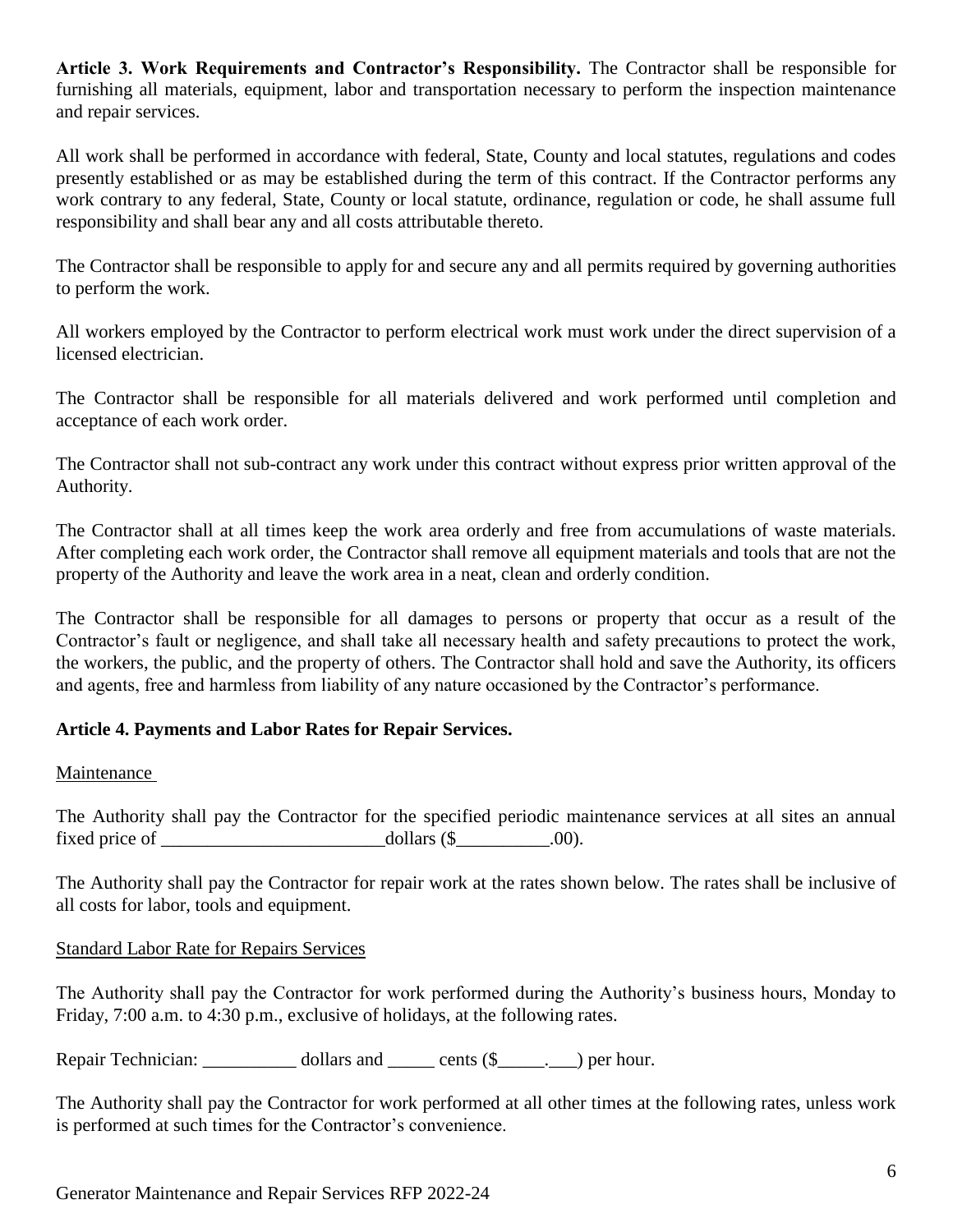**Article 3. Work Requirements and Contractor's Responsibility.** The Contractor shall be responsible for furnishing all materials, equipment, labor and transportation necessary to perform the inspection maintenance and repair services.

All work shall be performed in accordance with federal, State, County and local statutes, regulations and codes presently established or as may be established during the term of this contract. If the Contractor performs any work contrary to any federal, State, County or local statute, ordinance, regulation or code, he shall assume full responsibility and shall bear any and all costs attributable thereto.

The Contractor shall be responsible to apply for and secure any and all permits required by governing authorities to perform the work.

All workers employed by the Contractor to perform electrical work must work under the direct supervision of a licensed electrician.

The Contractor shall be responsible for all materials delivered and work performed until completion and acceptance of each work order.

The Contractor shall not sub-contract any work under this contract without express prior written approval of the Authority.

The Contractor shall at all times keep the work area orderly and free from accumulations of waste materials. After completing each work order, the Contractor shall remove all equipment materials and tools that are not the property of the Authority and leave the work area in a neat, clean and orderly condition.

The Contractor shall be responsible for all damages to persons or property that occur as a result of the Contractor's fault or negligence, and shall take all necessary health and safety precautions to protect the work, the workers, the public, and the property of others. The Contractor shall hold and save the Authority, its officers and agents, free and harmless from liability of any nature occasioned by the Contractor's performance.

**Article 4. Payments and Labor Rates for Repair Services.**

Maintenance

The Authority shall pay the Contractor for the specified periodic maintenance services at all sites an annual fixed price of ________________________dollars ($__________.00).

The Authority shall pay the Contractor for repair work at the rates shown below. The rates shall be inclusive of all costs for labor, tools and equipment.

Standard Labor Rate for Repairs Services

The Authority shall pay the Contractor for work performed during the Authority's business hours, Monday to Friday, 7:00 a.m. to 4:30 p.m., exclusive of holidays, at the following rates.

Repair Technician: __________ dollars and _____ cents ($_____.___) per hour.

The Authority shall pay the Contractor for work performed at all other times at the following rates, unless work is performed at such times for the Contractor's convenience.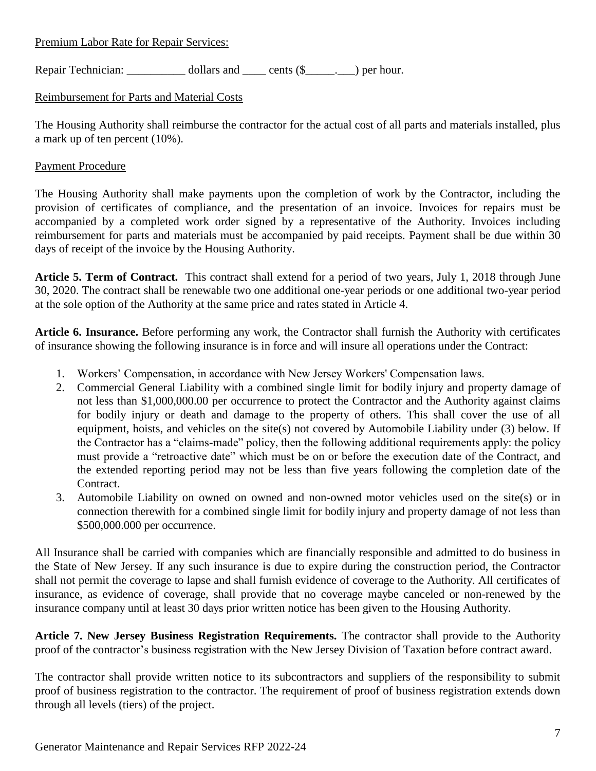Premium Labor Rate for Repair Services:

Repair Technician: __________ dollars and ____ cents ($_____.___) per hour.

Reimbursement for Parts and Material Costs

The Housing Authority shall reimburse the contractor for the actual cost of all parts and materials installed, plus a mark up of ten percent (10%).

Payment Procedure

The Housing Authority shall make payments upon the completion of work by the Contractor, including the provision of certificates of compliance, and the presentation of an invoice. Invoices for repairs must be accompanied by a completed work order signed by a representative of the Authority. Invoices including reimbursement for parts and materials must be accompanied by paid receipts. Payment shall be due within 30 days of receipt of the invoice by the Housing Authority.

**Article 5. Term of Contract.** This contract shall extend for a period of two years, July 1, 2018 through June 30, 2020. The contract shall be renewable two one additional one-year periods or one additional two-year period at the sole option of the Authority at the same price and rates stated in Article 4.

**Article 6. Insurance.** Before performing any work, the Contractor shall furnish the Authority with certificates of insurance showing the following insurance is in force and will insure all operations under the Contract:

1. Workers' Compensation, in accordance with New Jersey Workers' Compensation laws.
2. Commercial General Liability with a combined single limit for bodily injury and property damage of not less than $1,000,000.00 per occurrence to protect the Contractor and the Authority against claims for bodily injury or death and damage to the property of others. This shall cover the use of all equipment, hoists, and vehicles on the site(s) not covered by Automobile Liability under (3) below. If the Contractor has a "claims-made" policy, then the following additional requirements apply: the policy must provide a "retroactive date" which must be on or before the execution date of the Contract, and the extended reporting period may not be less than five years following the completion date of the Contract.
3. Automobile Liability on owned on owned and non-owned motor vehicles used on the site(s) or in connection therewith for a combined single limit for bodily injury and property damage of not less than $500,000.000 per occurrence.

All Insurance shall be carried with companies which are financially responsible and admitted to do business in the State of New Jersey. If any such insurance is due to expire during the construction period, the Contractor shall not permit the coverage to lapse and shall furnish evidence of coverage to the Authority. All certificates of insurance, as evidence of coverage, shall provide that no coverage maybe canceled or non-renewed by the insurance company until at least 30 days prior written notice has been given to the Housing Authority.

**Article 7. New Jersey Business Registration Requirements.** The contractor shall provide to the Authority proof of the contractor's business registration with the New Jersey Division of Taxation before contract award.

The contractor shall provide written notice to its subcontractors and suppliers of the responsibility to submit proof of business registration to the contractor. The requirement of proof of business registration extends down through all levels (tiers) of the project.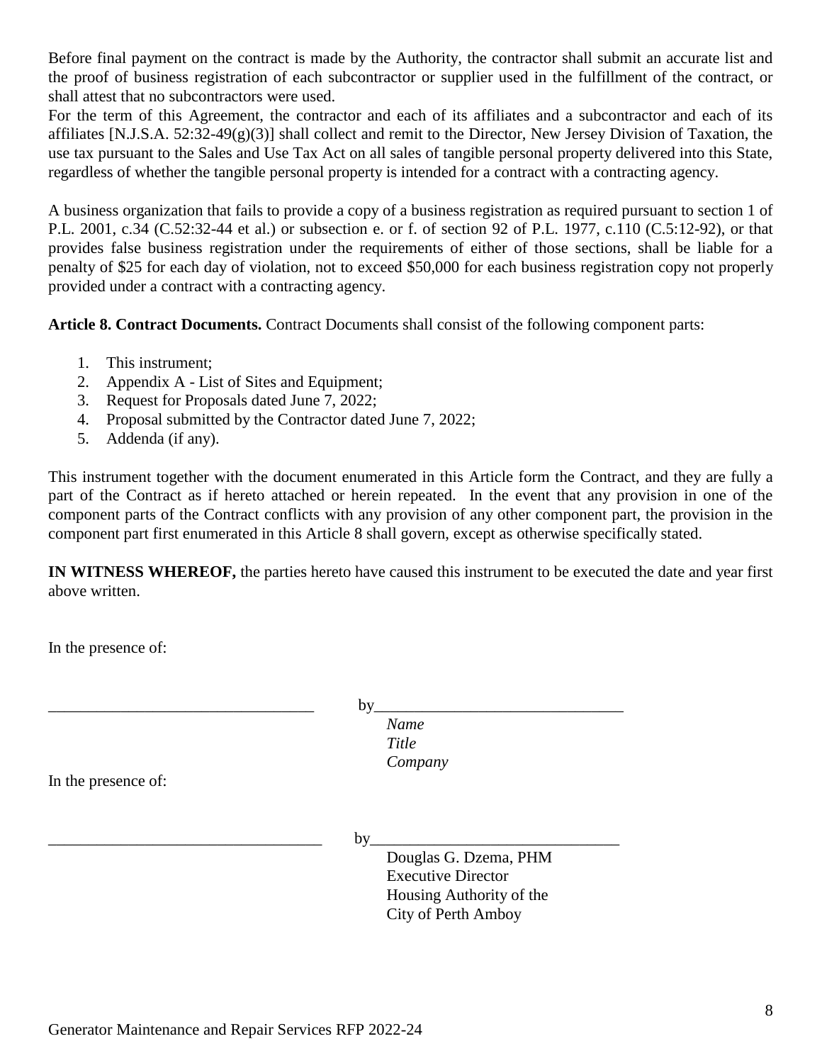Before final payment on the contract is made by the Authority, the contractor shall submit an accurate list and the proof of business registration of each subcontractor or supplier used in the fulfillment of the contract, or shall attest that no subcontractors were used.

For the term of this Agreement, the contractor and each of its affiliates and a subcontractor and each of its affiliates [N.J.S.A. 52:32-49(g)(3)] shall collect and remit to the Director, New Jersey Division of Taxation, the use tax pursuant to the Sales and Use Tax Act on all sales of tangible personal property delivered into this State, regardless of whether the tangible personal property is intended for a contract with a contracting agency.

A business organization that fails to provide a copy of a business registration as required pursuant to section 1 of P.L. 2001, c.34 (C.52:32-44 et al.) or subsection e. or f. of section 92 of P.L. 1977, c.110 (C.5:12-92), or that provides false business registration under the requirements of either of those sections, shall be liable for a penalty of $25 for each day of violation, not to exceed $50,000 for each business registration copy not properly provided under a contract with a contracting agency.

**Article 8. Contract Documents.** Contract Documents shall consist of the following component parts:

1. This instrument;
2. Appendix A - List of Sites and Equipment;
3. Request for Proposals dated June 7, 2022;
4. Proposal submitted by the Contractor dated June 7, 2022;
5. Addenda (if any).

This instrument together with the document enumerated in this Article form the Contract, and they are fully a part of the Contract as if hereto attached or herein repeated. In the event that any provision in one of the component parts of the Contract conflicts with any provision of any other component part, the provision in the component part first enumerated in this Article 8 shall govern, except as otherwise specifically stated.

**IN WITNESS WHEREOF,** the parties hereto have caused this instrument to be executed the date and year first above written.

In the presence of:

_________________________________ by_______________________________

*Name*
*Title*
*Company*

In the presence of:

_________________________________ by_______________________________

Douglas G. Dzema, PHM
Executive Director
Housing Authority of the
City of Perth Amboy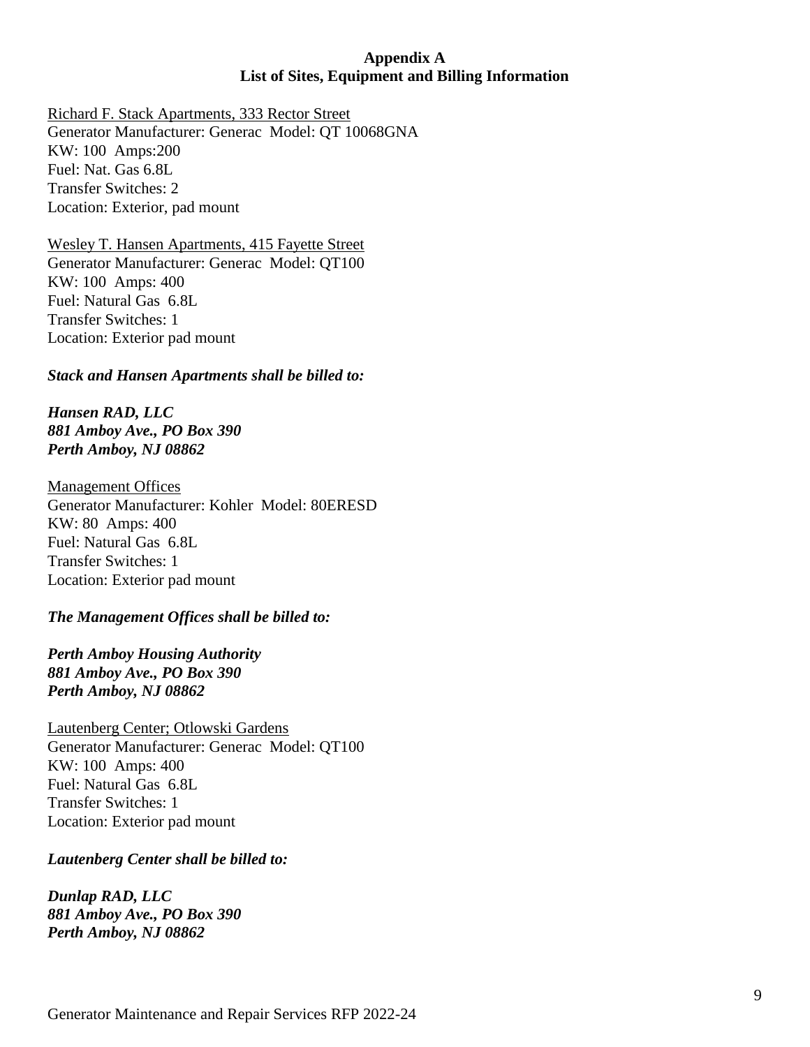**Appendix A**
**List of Sites, Equipment and Billing Information**

<u>Richard F. Stack Apartments, 333 Rector Street</u>
Generator Manufacturer: Generac Model: QT 10068GNA
KW: 100 Amps:200
Fuel: Nat. Gas 6.8L
Transfer Switches: 2
Location: Exterior, pad mount

<u>Wesley T. Hansen Apartments, 415 Fayette Street</u>
Generator Manufacturer: Generac Model: QT100
KW: 100 Amps: 400
Fuel: Natural Gas 6.8L
Transfer Switches: 1
Location: Exterior pad mount

***Stack and Hansen Apartments shall be billed to:***

***Hansen RAD, LLC***
***881 Amboy Ave., PO Box 390***
***Perth Amboy, NJ 08862***

<u>Management Offices</u>
Generator Manufacturer: Kohler Model: 80ERESD
KW: 80 Amps: 400
Fuel: Natural Gas 6.8L
Transfer Switches: 1
Location: Exterior pad mount

***The Management Offices shall be billed to:***

***Perth Amboy Housing Authority***
***881 Amboy Ave., PO Box 390***
***Perth Amboy, NJ 08862***

<u>Lautenberg Center; Otlowski Gardens</u>
Generator Manufacturer: Generac Model: QT100
KW: 100 Amps: 400
Fuel: Natural Gas 6.8L
Transfer Switches: 1
Location: Exterior pad mount

***Lautenberg Center shall be billed to:***

***Dunlap RAD, LLC***
***881 Amboy Ave., PO Box 390***
***Perth Amboy, NJ 08862***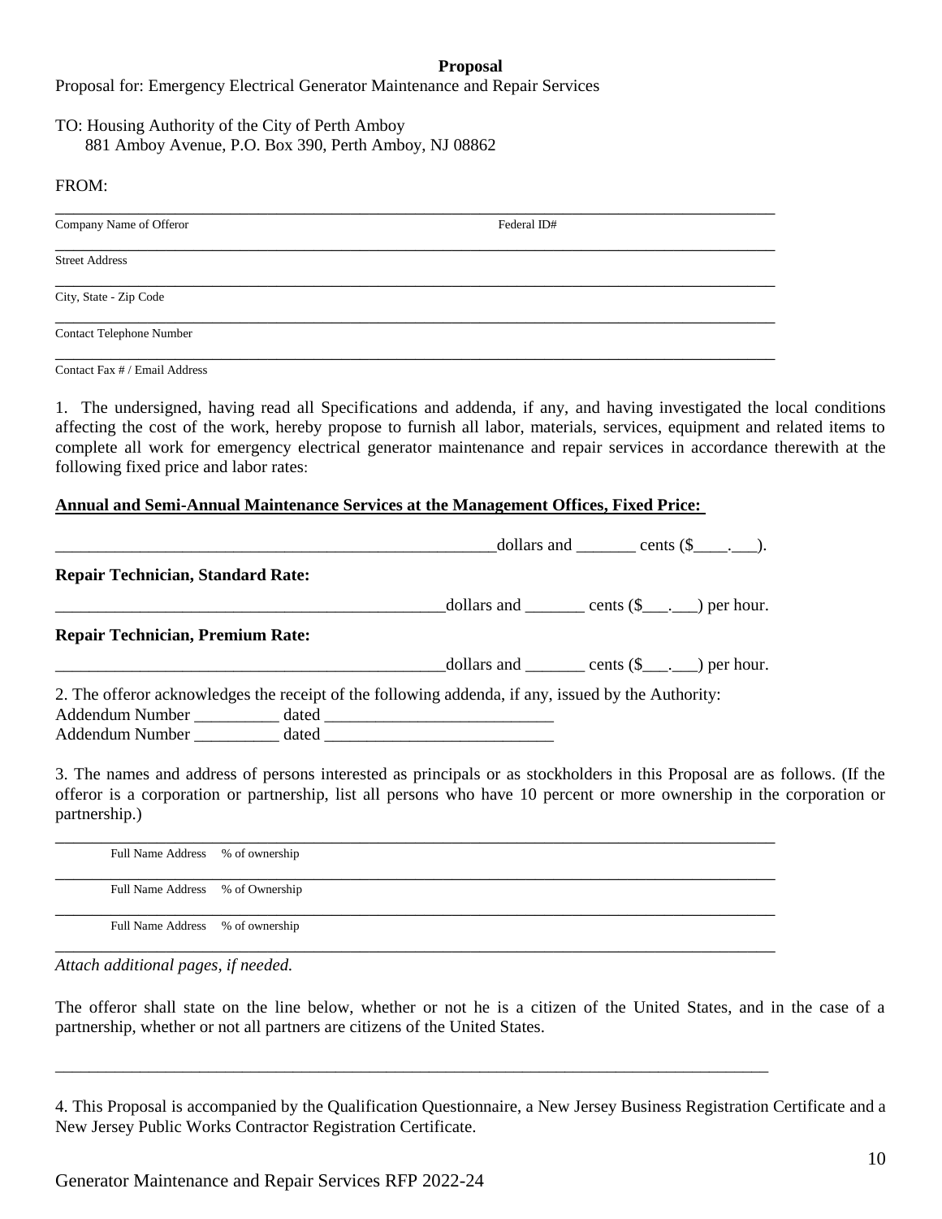**Proposal**

Proposal for: Emergency Electrical Generator Maintenance and Repair Services

TO: Housing Authority of the City of Perth Amboy
881 Amboy Avenue, P.O. Box 390, Perth Amboy, NJ 08862

FROM:

\_\_\_\_\_\_\_\_\_\_\_\_\_\_\_\_\_\_\_\_\_\_\_\_\_\_\_\_\_\_\_\_\_\_\_\_\_\_\_\_\_\_\_\_\_\_\_\_\_\_\_\_\_\_\_\_\_\_\_\_\_\_\_\_\_\_\_\_\_\_\_\_\_\_\_\_\_\_
Company Name of Offeror                                        Federal ID#

\_\_\_\_\_\_\_\_\_\_\_\_\_\_\_\_\_\_\_\_\_\_\_\_\_\_\_\_\_\_\_\_\_\_\_\_\_\_\_\_\_\_\_\_\_\_\_\_\_\_\_\_\_\_\_\_\_\_\_\_\_\_\_\_\_\_\_\_\_\_\_\_\_\_\_\_\_\_
Street Address

\_\_\_\_\_\_\_\_\_\_\_\_\_\_\_\_\_\_\_\_\_\_\_\_\_\_\_\_\_\_\_\_\_\_\_\_\_\_\_\_\_\_\_\_\_\_\_\_\_\_\_\_\_\_\_\_\_\_\_\_\_\_\_\_\_\_\_\_\_\_\_\_\_\_\_\_\_\_
City, State - Zip Code

\_\_\_\_\_\_\_\_\_\_\_\_\_\_\_\_\_\_\_\_\_\_\_\_\_\_\_\_\_\_\_\_\_\_\_\_\_\_\_\_\_\_\_\_\_\_\_\_\_\_\_\_\_\_\_\_\_\_\_\_\_\_\_\_\_\_\_\_\_\_\_\_\_\_\_\_\_\_
Contact Telephone Number

\_\_\_\_\_\_\_\_\_\_\_\_\_\_\_\_\_\_\_\_\_\_\_\_\_\_\_\_\_\_\_\_\_\_\_\_\_\_\_\_\_\_\_\_\_\_\_\_\_\_\_\_\_\_\_\_\_\_\_\_\_\_\_\_\_\_\_\_\_\_\_\_\_\_\_\_\_\_
Contact Fax # / Email Address

1. The undersigned, having read all Specifications and addenda, if any, and having investigated the local conditions affecting the cost of the work, hereby propose to furnish all labor, materials, services, equipment and related items to complete all work for emergency electrical generator maintenance and repair services in accordance therewith at the following fixed price and labor rates:

**Annual and Semi-Annual Maintenance Services at the Management Offices, Fixed Price:**

\_\_\_\_\_\_\_\_\_\_\_\_\_\_\_\_\_\_\_\_\_\_\_\_\_\_\_\_\_\_\_\_\_\_\_\_\_\_\_\_\_\_\_\_\_\_\_\_\_\_\_\_dollars and \_\_\_\_\_\_\_ cents ($\_\_\_\_.\_\_\_).

**Repair Technician, Standard Rate:**

\_\_\_\_\_\_\_\_\_\_\_\_\_\_\_\_\_\_\_\_\_\_\_\_\_\_\_\_\_\_\_\_\_\_\_\_\_\_\_\_\_\_\_\_\_\_dollars and \_\_\_\_\_\_\_ cents ($\_\_\_.\_\_\_) per hour.

**Repair Technician, Premium Rate:**

\_\_\_\_\_\_\_\_\_\_\_\_\_\_\_\_\_\_\_\_\_\_\_\_\_\_\_\_\_\_\_\_\_\_\_\_\_\_\_\_\_\_\_\_\_\_dollars and \_\_\_\_\_\_\_ cents ($\_\_\_.\_\_\_) per hour.

2. The offeror acknowledges the receipt of the following addenda, if any, issued by the Authority:
Addendum Number \_\_\_\_\_\_\_\_\_\_ dated \_\_\_\_\_\_\_\_\_\_\_\_\_\_\_\_\_\_\_\_\_\_\_\_\_\_\_
Addendum Number \_\_\_\_\_\_\_\_\_\_ dated \_\_\_\_\_\_\_\_\_\_\_\_\_\_\_\_\_\_\_\_\_\_\_\_\_\_\_

3. The names and address of persons interested as principals or as stockholders in this Proposal are as follows. (If the offeror is a corporation or partnership, list all persons who have 10 percent or more ownership in the corporation or partnership.)

\_\_\_\_\_\_\_\_\_\_\_\_\_\_\_\_\_\_\_\_\_\_\_\_\_\_\_\_\_\_\_\_\_\_\_\_\_\_\_\_\_\_\_\_\_\_\_\_\_\_\_\_\_\_\_\_\_\_\_\_\_\_\_\_\_\_\_\_\_\_\_\_\_\_\_\_\_\_
Full Name Address    % of ownership

\_\_\_\_\_\_\_\_\_\_\_\_\_\_\_\_\_\_\_\_\_\_\_\_\_\_\_\_\_\_\_\_\_\_\_\_\_\_\_\_\_\_\_\_\_\_\_\_\_\_\_\_\_\_\_\_\_\_\_\_\_\_\_\_\_\_\_\_\_\_\_\_\_\_\_\_\_\_
Full Name Address    % of Ownership

\_\_\_\_\_\_\_\_\_\_\_\_\_\_\_\_\_\_\_\_\_\_\_\_\_\_\_\_\_\_\_\_\_\_\_\_\_\_\_\_\_\_\_\_\_\_\_\_\_\_\_\_\_\_\_\_\_\_\_\_\_\_\_\_\_\_\_\_\_\_\_\_\_\_\_\_\_\_
Full Name Address    % of ownership

\_\_\_\_\_\_\_\_\_\_\_\_\_\_\_\_\_\_\_\_\_\_\_\_\_\_\_\_\_\_\_\_\_\_\_\_\_\_\_\_\_\_\_\_\_\_\_\_\_\_\_\_\_\_\_\_\_\_\_\_\_\_\_\_\_\_\_\_\_\_\_\_\_\_\_\_\_\_
*Attach additional pages, if needed.*

The offeror shall state on the line below, whether or not he is a citizen of the United States, and in the case of a partnership, whether or not all partners are citizens of the United States.

\_\_\_\_\_\_\_\_\_\_\_\_\_\_\_\_\_\_\_\_\_\_\_\_\_\_\_\_\_\_\_\_\_\_\_\_\_\_\_\_\_\_\_\_\_\_\_\_\_\_\_\_\_\_\_\_\_\_\_\_\_\_\_\_\_\_\_\_\_\_\_\_\_\_\_\_\_\_

4. This Proposal is accompanied by the Qualification Questionnaire, a New Jersey Business Registration Certificate and a New Jersey Public Works Contractor Registration Certificate.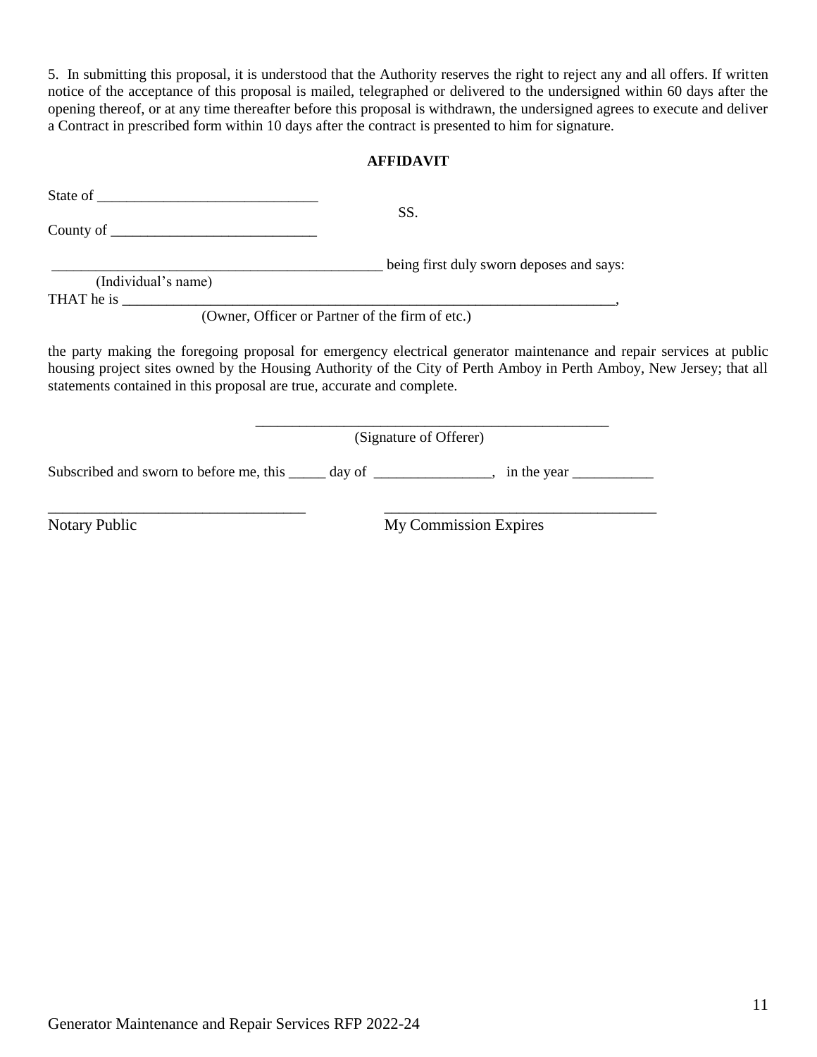5. In submitting this proposal, it is understood that the Authority reserves the right to reject any and all offers. If written notice of the acceptance of this proposal is mailed, telegraphed or delivered to the undersigned within 60 days after the opening thereof, or at any time thereafter before this proposal is withdrawn, the undersigned agrees to execute and deliver a Contract in prescribed form within 10 days after the contract is presented to him for signature.

**AFFIDAVIT**

State of ______________________________

SS.

County of ____________________________

______________________________________________ being first duly sworn deposes and says:
(Individual's name)

THAT he is ______________________________________________________________________,
(Owner, Officer or Partner of the firm of etc.)

the party making the foregoing proposal for emergency electrical generator maintenance and repair services at public housing project sites owned by the Housing Authority of the City of Perth Amboy in Perth Amboy, New Jersey; that all statements contained in this proposal are true, accurate and complete.

__________________________________________________
(Signature of Offerer)

Subscribed and sworn to before me, this _____ day of ________________, in the year ___________

___________________________________ Notary Public

_____________________________________ My Commission Expires

Generator Maintenance and Repair Services RFP 2022-24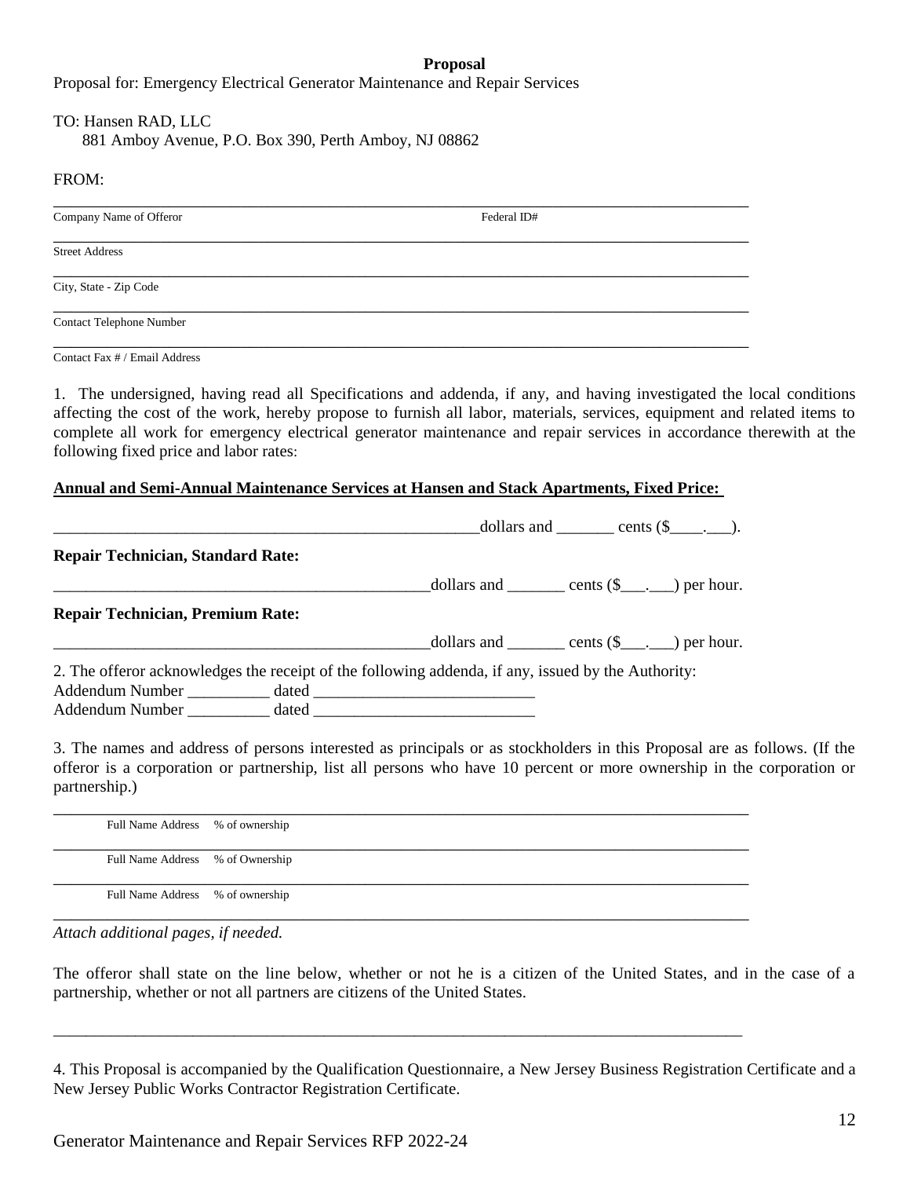**Proposal**

Proposal for: Emergency Electrical Generator Maintenance and Repair Services

TO: Hansen RAD, LLC
881 Amboy Avenue, P.O. Box 390, Perth Amboy, NJ 08862

FROM:

\_\_\_\_\_\_\_\_\_\_\_\_\_\_\_\_\_\_\_\_\_\_\_\_\_\_\_\_\_\_\_\_\_\_\_\_\_\_\_\_\_\_\_\_\_\_\_\_\_\_\_\_\_\_\_\_\_\_\_\_\_\_\_\_\_\_\_\_\_\_\_\_\_\_\_\_\_\_

Company Name of Offeror                                        Federal ID#

\_\_\_\_\_\_\_\_\_\_\_\_\_\_\_\_\_\_\_\_\_\_\_\_\_\_\_\_\_\_\_\_\_\_\_\_\_\_\_\_\_\_\_\_\_\_\_\_\_\_\_\_\_\_\_\_\_\_\_\_\_\_\_\_\_\_\_\_\_\_\_\_\_\_\_\_\_\_

Street Address

\_\_\_\_\_\_\_\_\_\_\_\_\_\_\_\_\_\_\_\_\_\_\_\_\_\_\_\_\_\_\_\_\_\_\_\_\_\_\_\_\_\_\_\_\_\_\_\_\_\_\_\_\_\_\_\_\_\_\_\_\_\_\_\_\_\_\_\_\_\_\_\_\_\_\_\_\_\_

City, State - Zip Code

\_\_\_\_\_\_\_\_\_\_\_\_\_\_\_\_\_\_\_\_\_\_\_\_\_\_\_\_\_\_\_\_\_\_\_\_\_\_\_\_\_\_\_\_\_\_\_\_\_\_\_\_\_\_\_\_\_\_\_\_\_\_\_\_\_\_\_\_\_\_\_\_\_\_\_\_\_\_

Contact Telephone Number

\_\_\_\_\_\_\_\_\_\_\_\_\_\_\_\_\_\_\_\_\_\_\_\_\_\_\_\_\_\_\_\_\_\_\_\_\_\_\_\_\_\_\_\_\_\_\_\_\_\_\_\_\_\_\_\_\_\_\_\_\_\_\_\_\_\_\_\_\_\_\_\_\_\_\_\_\_\_

Contact Fax # / Email Address

1. The undersigned, having read all Specifications and addenda, if any, and having investigated the local conditions affecting the cost of the work, hereby propose to furnish all labor, materials, services, equipment and related items to complete all work for emergency electrical generator maintenance and repair services in accordance therewith at the following fixed price and labor rates:

**Annual and Semi-Annual Maintenance Services at Hansen and Stack Apartments, Fixed Price:**

\_\_\_\_\_\_\_\_\_\_\_\_\_\_\_\_\_\_\_\_\_\_\_\_\_\_\_\_\_\_\_\_\_\_\_\_\_\_\_\_\_\_\_\_\_\_\_\_\_\_\_\_\_dollars and \_\_\_\_\_\_\_ cents ($\_\_\_\_.\_\_\_).

**Repair Technician, Standard Rate:**

\_\_\_\_\_\_\_\_\_\_\_\_\_\_\_\_\_\_\_\_\_\_\_\_\_\_\_\_\_\_\_\_\_\_\_\_\_\_\_\_\_\_\_\_\_\_\_\_dollars and \_\_\_\_\_\_\_ cents ($\_\_\_.\_\_\_) per hour.

**Repair Technician, Premium Rate:**

\_\_\_\_\_\_\_\_\_\_\_\_\_\_\_\_\_\_\_\_\_\_\_\_\_\_\_\_\_\_\_\_\_\_\_\_\_\_\_\_\_\_\_\_\_\_\_\_dollars and \_\_\_\_\_\_\_ cents ($\_\_\_.\_\_\_) per hour.

2. The offeror acknowledges the receipt of the following addenda, if any, issued by the Authority:
Addendum Number \_\_\_\_\_\_\_\_\_\_ dated \_\_\_\_\_\_\_\_\_\_\_\_\_\_\_\_\_\_\_\_\_\_\_\_\_\_\_
Addendum Number \_\_\_\_\_\_\_\_\_\_ dated \_\_\_\_\_\_\_\_\_\_\_\_\_\_\_\_\_\_\_\_\_\_\_\_\_\_\_

3. The names and address of persons interested as principals or as stockholders in this Proposal are as follows. (If the offeror is a corporation or partnership, list all persons who have 10 percent or more ownership in the corporation or partnership.)

\_\_\_\_\_\_\_\_\_\_\_\_\_\_\_\_\_\_\_\_\_\_\_\_\_\_\_\_\_\_\_\_\_\_\_\_\_\_\_\_\_\_\_\_\_\_\_\_\_\_\_\_\_\_\_\_\_\_\_\_\_\_\_\_\_\_\_\_\_\_\_\_\_\_\_\_\_\_

Full Name Address    % of ownership

\_\_\_\_\_\_\_\_\_\_\_\_\_\_\_\_\_\_\_\_\_\_\_\_\_\_\_\_\_\_\_\_\_\_\_\_\_\_\_\_\_\_\_\_\_\_\_\_\_\_\_\_\_\_\_\_\_\_\_\_\_\_\_\_\_\_\_\_\_\_\_\_\_\_\_\_\_\_

Full Name Address    % of Ownership

\_\_\_\_\_\_\_\_\_\_\_\_\_\_\_\_\_\_\_\_\_\_\_\_\_\_\_\_\_\_\_\_\_\_\_\_\_\_\_\_\_\_\_\_\_\_\_\_\_\_\_\_\_\_\_\_\_\_\_\_\_\_\_\_\_\_\_\_\_\_\_\_\_\_\_\_\_\_

Full Name Address    % of ownership

\_\_\_\_\_\_\_\_\_\_\_\_\_\_\_\_\_\_\_\_\_\_\_\_\_\_\_\_\_\_\_\_\_\_\_\_\_\_\_\_\_\_\_\_\_\_\_\_\_\_\_\_\_\_\_\_\_\_\_\_\_\_\_\_\_\_\_\_\_\_\_\_\_\_\_\_\_\_

*Attach additional pages, if needed.*

The offeror shall state on the line below, whether or not he is a citizen of the United States, and in the case of a partnership, whether or not all partners are citizens of the United States.

\_\_\_\_\_\_\_\_\_\_\_\_\_\_\_\_\_\_\_\_\_\_\_\_\_\_\_\_\_\_\_\_\_\_\_\_\_\_\_\_\_\_\_\_\_\_\_\_\_\_\_\_\_\_\_\_\_\_\_\_\_\_\_\_\_\_\_\_\_\_\_\_\_\_\_\_\_\_

4. This Proposal is accompanied by the Qualification Questionnaire, a New Jersey Business Registration Certificate and a New Jersey Public Works Contractor Registration Certificate.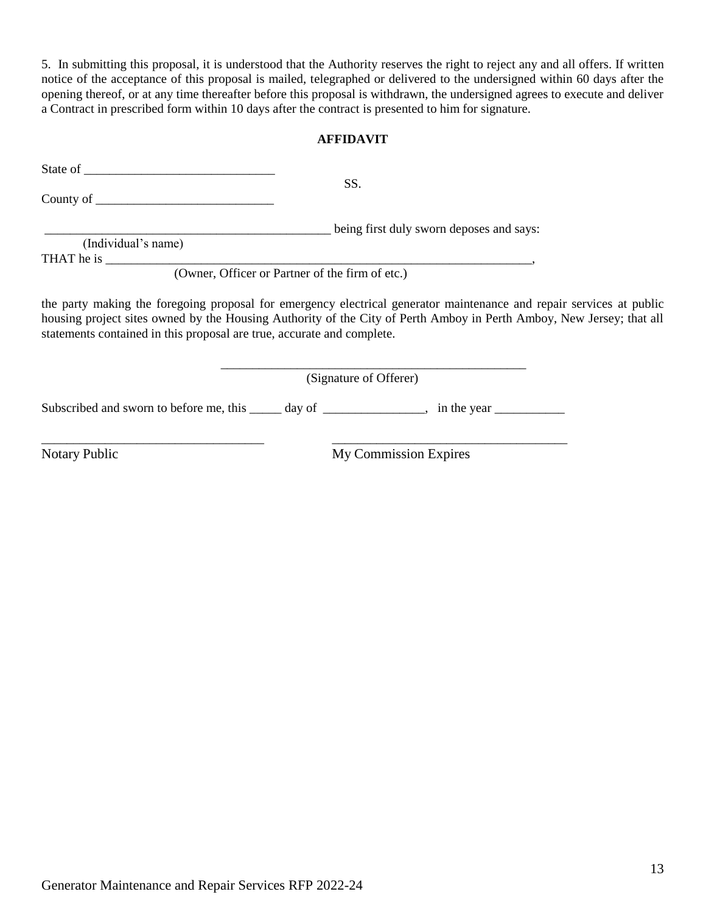5. In submitting this proposal, it is understood that the Authority reserves the right to reject any and all offers. If written notice of the acceptance of this proposal is mailed, telegraphed or delivered to the undersigned within 60 days after the opening thereof, or at any time thereafter before this proposal is withdrawn, the undersigned agrees to execute and deliver a Contract in prescribed form within 10 days after the contract is presented to him for signature.

**AFFIDAVIT**

State of ______________________________
SS.
County of ____________________________

______________________________________________ being first duly sworn deposes and says:
(Individual's name)
THAT he is ______________________________________________________________________,
(Owner, Officer or Partner of the firm of etc.)

the party making the foregoing proposal for emergency electrical generator maintenance and repair services at public housing project sites owned by the Housing Authority of the City of Perth Amboy in Perth Amboy, New Jersey; that all statements contained in this proposal are true, accurate and complete.

__________________________________________________
(Signature of Offerer)

Subscribed and sworn to before me, this _____ day of ________________, in the year ___________

__________________________________ __________________________________
Notary Public My Commission Expires

Generator Maintenance and Repair Services RFP 2022-24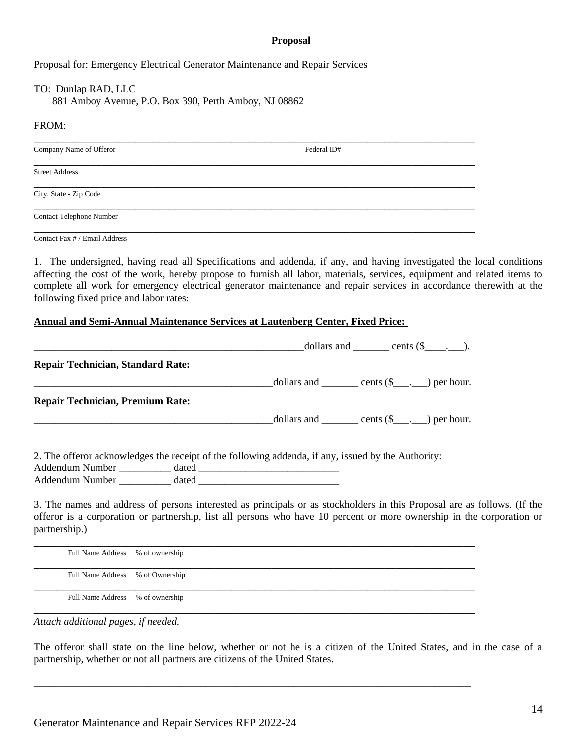**Proposal**

Proposal for: Emergency Electrical Generator Maintenance and Repair Services

TO: Dunlap RAD, LLC
881 Amboy Avenue, P.O. Box 390, Perth Amboy, NJ 08862

FROM:

______________________________________________________________________________
Company Name of Offeror Federal ID#

______________________________________________________________________________
Street Address

______________________________________________________________________________
City, State - Zip Code

______________________________________________________________________________
Contact Telephone Number

______________________________________________________________________________
Contact Fax # / Email Address

1. The undersigned, having read all Specifications and addenda, if any, and having investigated the local conditions affecting the cost of the work, hereby propose to furnish all labor, materials, services, equipment and related items to complete all work for emergency electrical generator maintenance and repair services in accordance therewith at the following fixed price and labor rates:

**Annual and Semi-Annual Maintenance Services at Lautenberg Center, Fixed Price:**

______________________________________________________dollars and _______ cents ($____.___).

**Repair Technician, Standard Rate:**

_______________________________________________dollars and _______ cents ($___.___) per hour.

**Repair Technician, Premium Rate:**

_______________________________________________dollars and _______ cents ($___.___) per hour.

2. The offeror acknowledges the receipt of the following addenda, if any, issued by the Authority:
Addendum Number __________ dated ___________________________
Addendum Number __________ dated ___________________________

3. The names and address of persons interested as principals or as stockholders in this Proposal are as follows. (If the offeror is a corporation or partnership, list all persons who have 10 percent or more ownership in the corporation or partnership.)

______________________________________________________________________________
Full Name Address % of ownership

______________________________________________________________________________
Full Name Address % of Ownership

______________________________________________________________________________
Full Name Address % of ownership

______________________________________________________________________________

*Attach additional pages, if needed.*

The offeror shall state on the line below, whether or not he is a citizen of the United States, and in the case of a partnership, whether or not all partners are citizens of the United States.

______________________________________________________________________________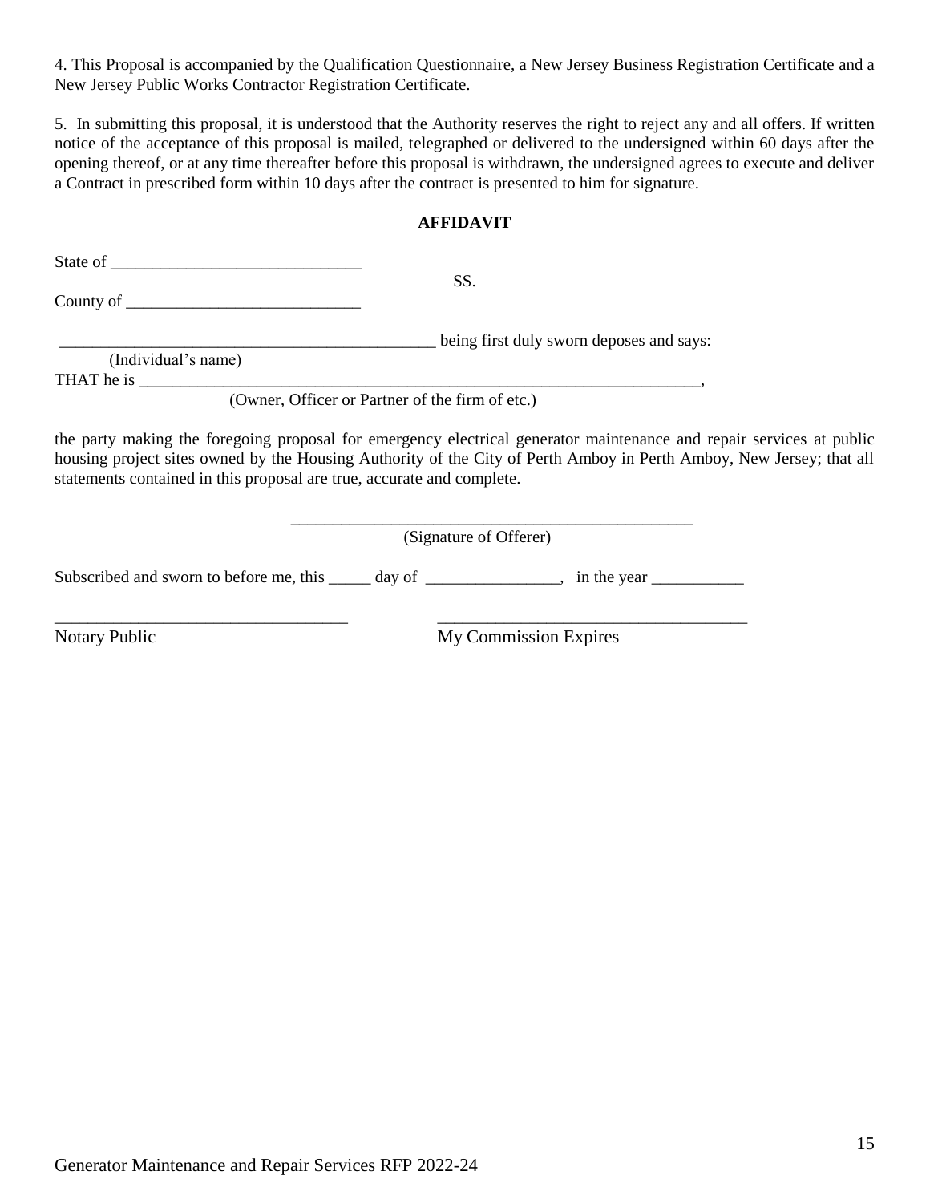4. This Proposal is accompanied by the Qualification Questionnaire, a New Jersey Business Registration Certificate and a New Jersey Public Works Contractor Registration Certificate.

5. In submitting this proposal, it is understood that the Authority reserves the right to reject any and all offers. If written notice of the acceptance of this proposal is mailed, telegraphed or delivered to the undersigned within 60 days after the opening thereof, or at any time thereafter before this proposal is withdrawn, the undersigned agrees to execute and deliver a Contract in prescribed form within 10 days after the contract is presented to him for signature.

**AFFIDAVIT**

State of ______________________________

SS.

County of ____________________________

______________________________________________ being first duly sworn deposes and says:
(Individual's name)

THAT he is _______________________________________________________________________,
(Owner, Officer or Partner of the firm of etc.)

the party making the foregoing proposal for emergency electrical generator maintenance and repair services at public housing project sites owned by the Housing Authority of the City of Perth Amboy in Perth Amboy, New Jersey; that all statements contained in this proposal are true, accurate and complete.

_________________________________________________
(Signature of Offerer)

Subscribed and sworn to before me, this _____ day of ________________, in the year ___________

__________________________________ ____________________________________
Notary Public My Commission Expires

Generator Maintenance and Repair Services RFP 2022-24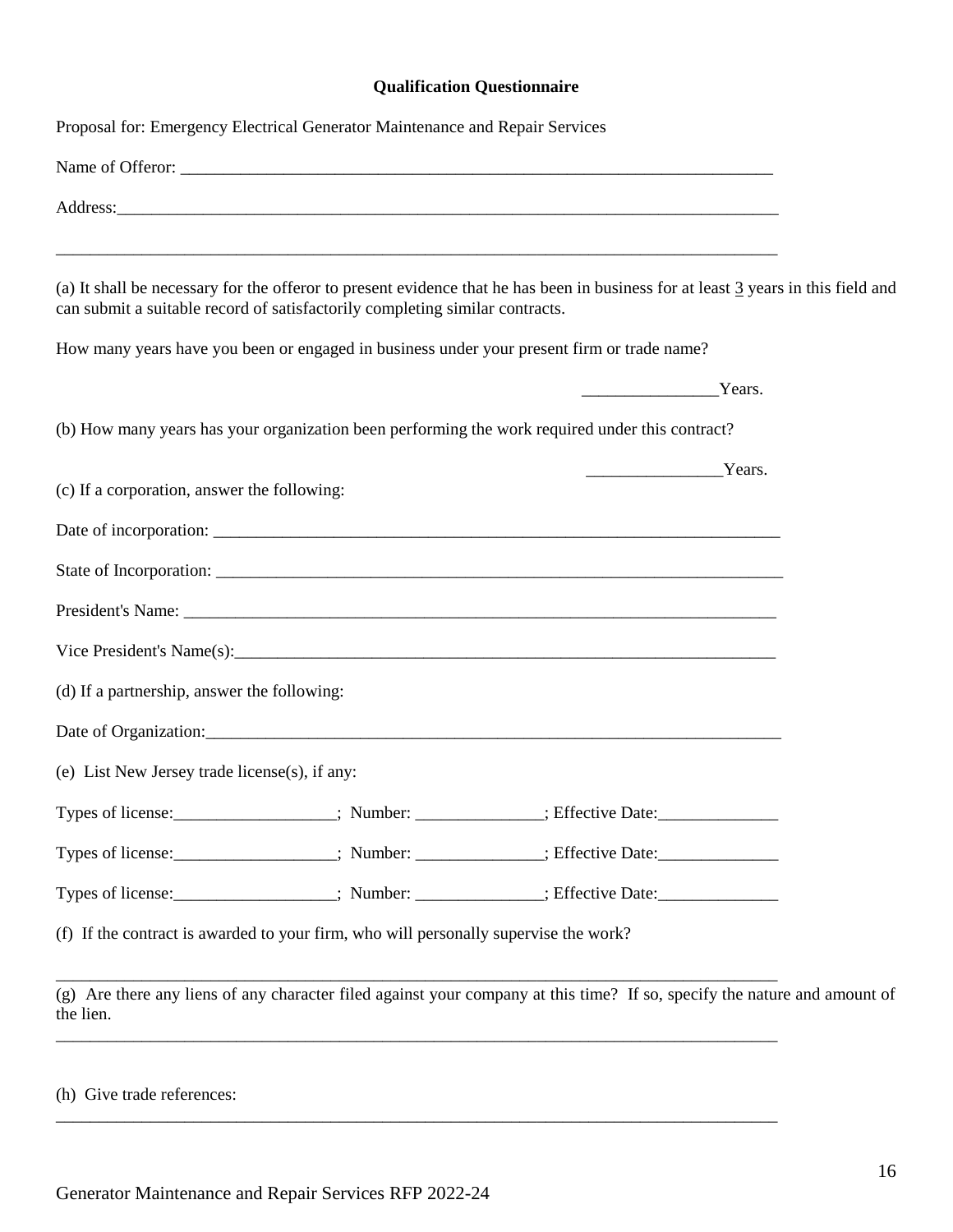**Qualification Questionnaire**

Proposal for: Emergency Electrical Generator Maintenance and Repair Services

Name of Offeror: ___________________________________________________________________________

Address:___________________________________________________________________________________

___________________________________________________________________________________________

(a) It shall be necessary for the offeror to present evidence that he has been in business for at least 3 years in this field and can submit a suitable record of satisfactorily completing similar contracts.

How many years have you been or engaged in business under your present firm or trade name?

________________Years.

(b) How many years has your organization been performing the work required under this contract?

________________Years.

(c) If a corporation, answer the following:

Date of incorporation: ______________________________________________________________________

State of Incorporation: ______________________________________________________________________

President's Name: __________________________________________________________________________

Vice President's Name(s):____________________________________________________________________

(d) If a partnership, answer the following:

Date of Organization:________________________________________________________________________

(e) List New Jersey trade license(s), if any:

Types of license:___________________; Number: _______________; Effective Date:______________

Types of license:___________________; Number: _______________; Effective Date:______________

Types of license:___________________; Number: _______________; Effective Date:______________

(f) If the contract is awarded to your firm, who will personally supervise the work?

___________________________________________________________________________________________

(g) Are there any liens of any character filed against your company at this time? If so, specify the nature and amount of the lien.

___________________________________________________________________________________________

(h) Give trade references:

___________________________________________________________________________________________

Generator Maintenance and Repair Services RFP 2022-24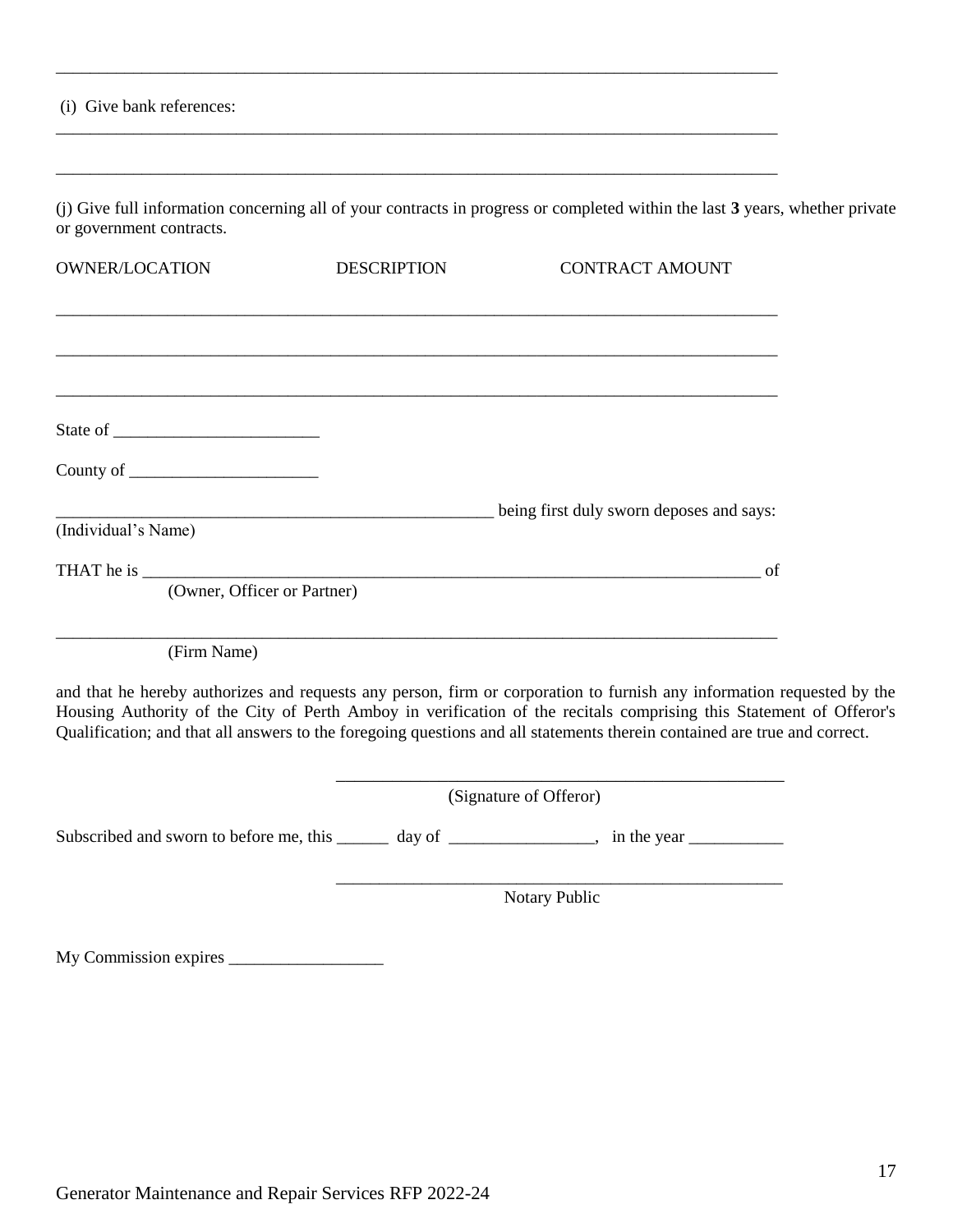\_\_\_\_\_\_\_\_\_\_\_\_\_\_\_\_\_\_\_\_\_\_\_\_\_\_\_\_\_\_\_\_\_\_\_\_\_\_\_\_\_\_\_\_\_\_\_\_\_\_\_\_\_\_\_\_\_\_\_\_\_\_\_\_\_\_\_\_\_\_\_\_\_\_\_\_\_\_\_\_\_\_

(i) Give bank references:

\_\_\_\_\_\_\_\_\_\_\_\_\_\_\_\_\_\_\_\_\_\_\_\_\_\_\_\_\_\_\_\_\_\_\_\_\_\_\_\_\_\_\_\_\_\_\_\_\_\_\_\_\_\_\_\_\_\_\_\_\_\_\_\_\_\_\_\_\_\_\_\_\_\_\_\_\_\_\_\_\_\_

\_\_\_\_\_\_\_\_\_\_\_\_\_\_\_\_\_\_\_\_\_\_\_\_\_\_\_\_\_\_\_\_\_\_\_\_\_\_\_\_\_\_\_\_\_\_\_\_\_\_\_\_\_\_\_\_\_\_\_\_\_\_\_\_\_\_\_\_\_\_\_\_\_\_\_\_\_\_\_\_\_\_

(j) Give full information concerning all of your contracts in progress or completed within the last **3** years, whether private or government contracts.

| OWNER/LOCATION | DESCRIPTION | CONTRACT AMOUNT |
|---|---|---|
| | | |
| | | |
| | | |

State of \_\_\_\_\_\_\_\_\_\_\_\_\_\_\_\_\_\_\_\_\_\_\_\_

County of \_\_\_\_\_\_\_\_\_\_\_\_\_\_\_\_\_\_\_\_\_\_

\_\_\_\_\_\_\_\_\_\_\_\_\_\_\_\_\_\_\_\_\_\_\_\_\_\_\_\_\_\_\_\_\_\_\_\_\_\_\_\_\_\_\_\_\_\_\_\_\_\_\_ being first duly sworn deposes and says:
(Individual's Name)

THAT he is \_\_\_\_\_\_\_\_\_\_\_\_\_\_\_\_\_\_\_\_\_\_\_\_\_\_\_\_\_\_\_\_\_\_\_\_\_\_\_\_\_\_\_\_\_\_\_\_\_\_\_\_\_\_\_\_\_\_\_\_\_\_\_\_\_\_\_\_\_\_\_ of
(Owner, Officer or Partner)

\_\_\_\_\_\_\_\_\_\_\_\_\_\_\_\_\_\_\_\_\_\_\_\_\_\_\_\_\_\_\_\_\_\_\_\_\_\_\_\_\_\_\_\_\_\_\_\_\_\_\_\_\_\_\_\_\_\_\_\_\_\_\_\_\_\_\_\_\_\_\_\_\_\_\_\_\_\_\_\_\_\_
(Firm Name)

and that he hereby authorizes and requests any person, firm or corporation to furnish any information requested by the Housing Authority of the City of Perth Amboy in verification of the recitals comprising this Statement of Offeror's Qualification; and that all answers to the foregoing questions and all statements therein contained are true and correct.

\_\_\_\_\_\_\_\_\_\_\_\_\_\_\_\_\_\_\_\_\_\_\_\_\_\_\_\_\_\_\_\_\_\_\_\_\_\_\_\_\_\_\_\_\_\_\_\_\_\_\_
(Signature of Offeror)

Subscribed and sworn to before me, this \_\_\_\_\_\_ day of \_\_\_\_\_\_\_\_\_\_\_\_\_\_\_\_\_, in the year \_\_\_\_\_\_\_\_\_\_\_

\_\_\_\_\_\_\_\_\_\_\_\_\_\_\_\_\_\_\_\_\_\_\_\_\_\_\_\_\_\_\_\_\_\_\_\_\_\_\_\_\_\_\_\_\_\_\_\_\_\_\_
Notary Public

My Commission expires \_\_\_\_\_\_\_\_\_\_\_\_\_\_\_\_\_\_